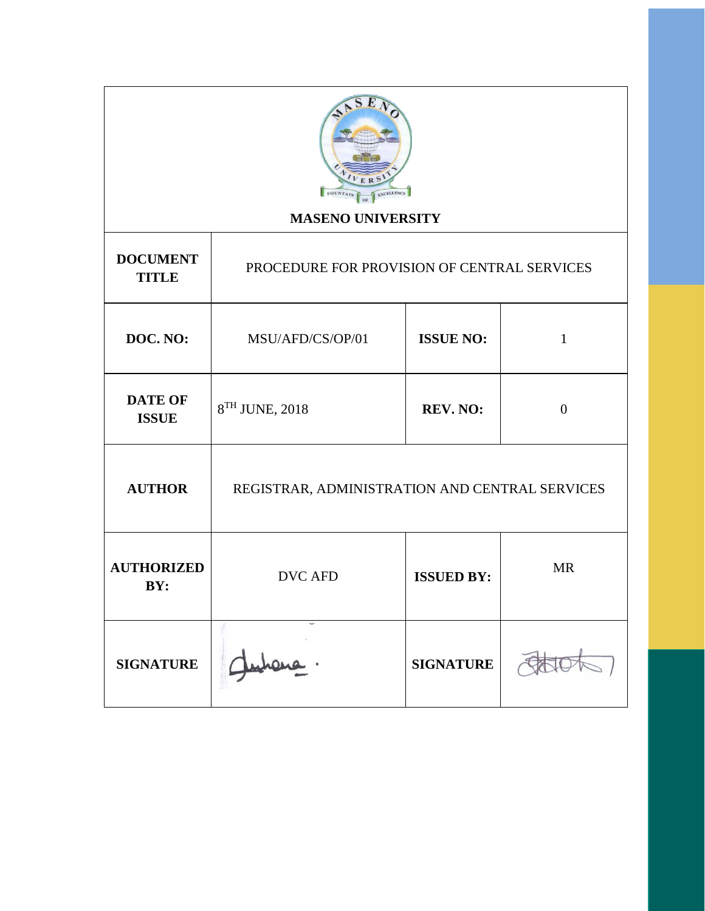**MASENO UNIVERSITY**

| | | | |
|---|---|---|---|
| **DOCUMENT TITLE** | PROCEDURE FOR PROVISION OF CENTRAL SERVICES | | |
| **DOC. NO:** | MSU/AFD/CS/OP/01 | **ISSUE NO:** | 1 |
| **DATE OF ISSUE** | 8TH JUNE, 2018 | **REV. NO:** | 0 |
| **AUTHOR** | REGISTRAR, ADMINISTRATION AND CENTRAL SERVICES | | |
| **AUTHORIZED BY:** | DVC AFD | **ISSUED BY:** | MR |
| **SIGNATURE** | | **SIGNATURE** | |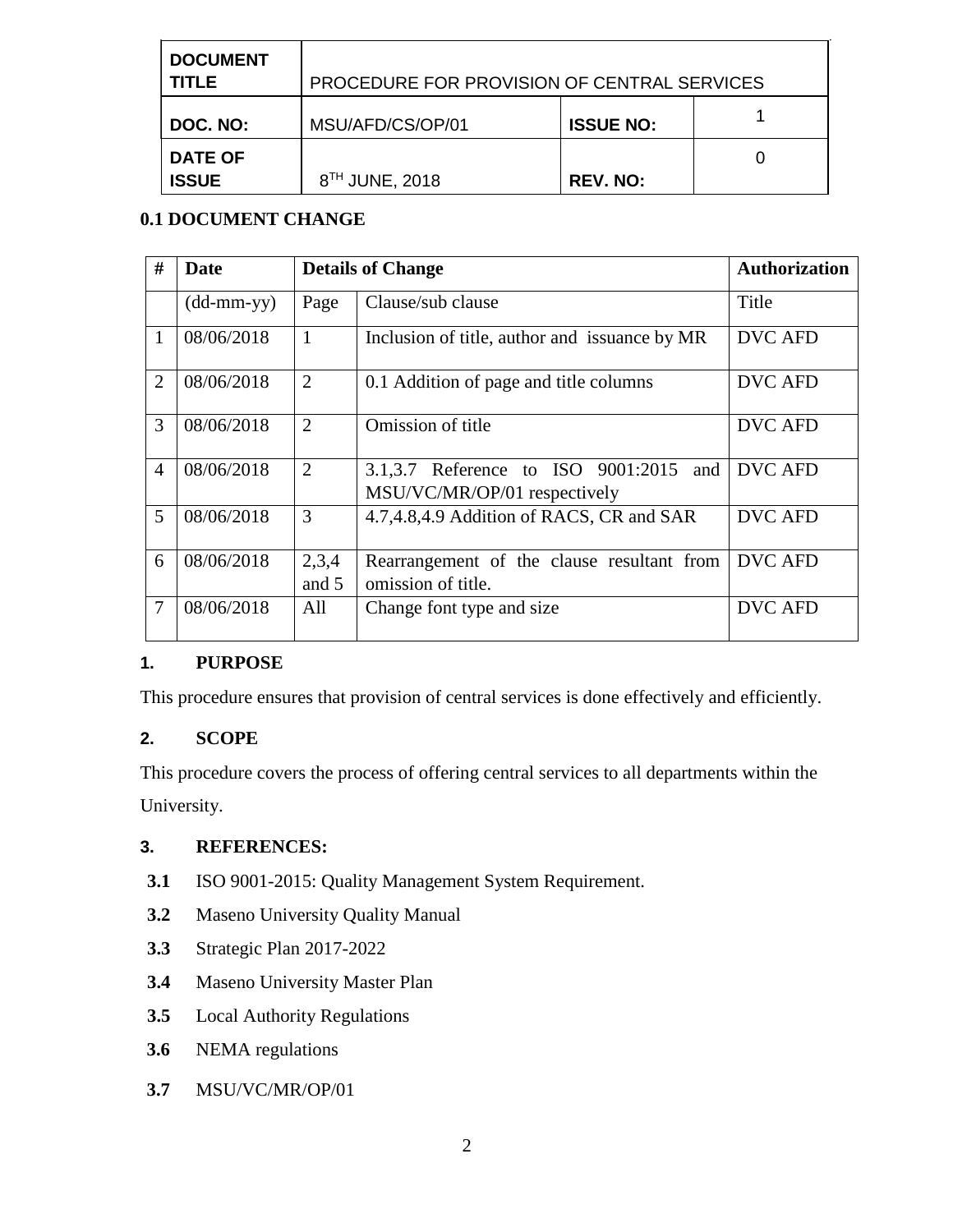| DOCUMENT TITLE | PROCEDURE FOR PROVISION OF CENTRAL SERVICES | | |
|---|---|---|---|
| DOC. NO: | MSU/AFD/CS/OP/01 | ISSUE NO: | 1 |
| DATE OF ISSUE | 8TH JUNE, 2018 | REV. NO: | 0 |

**0.1 DOCUMENT CHANGE**

| # | Date | Details of Change | | Authorization |
|---|---|---|---|---|
| | (dd-mm-yy) | Page | Clause/sub clause | Title |
| 1 | 08/06/2018 | 1 | Inclusion of title, author and issuance by MR | DVC AFD |
| 2 | 08/06/2018 | 2 | 0.1 Addition of page and title columns | DVC AFD |
| 3 | 08/06/2018 | 2 | Omission of title | DVC AFD |
| 4 | 08/06/2018 | 2 | 3.1,3.7 Reference to ISO 9001:2015 and MSU/VC/MR/OP/01 respectively | DVC AFD |
| 5 | 08/06/2018 | 3 | 4.7,4.8,4.9 Addition of RACS, CR and SAR | DVC AFD |
| 6 | 08/06/2018 | 2,3,4 and 5 | Rearrangement of the clause resultant from omission of title. | DVC AFD |
| 7 | 08/06/2018 | All | Change font type and size | DVC AFD |

## 1. PURPOSE

This procedure ensures that provision of central services is done effectively and efficiently.

## 2. SCOPE

This procedure covers the process of offering central services to all departments within the University.

## 3. REFERENCES:

**3.1** ISO 9001-2015: Quality Management System Requirement.

**3.2** Maseno University Quality Manual

**3.3** Strategic Plan 2017-2022

**3.4** Maseno University Master Plan

**3.5** Local Authority Regulations

**3.6** NEMA regulations

**3.7** MSU/VC/MR/OP/01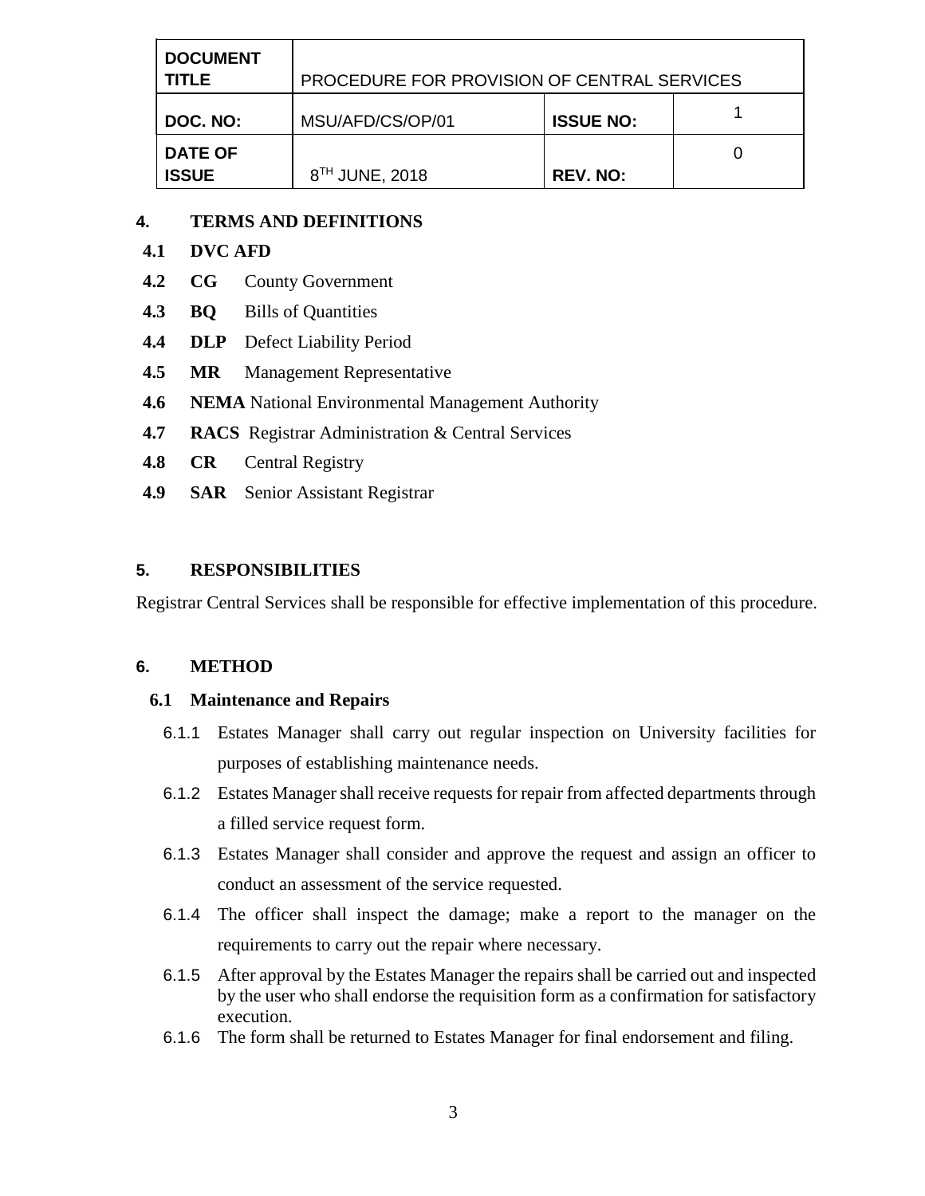| DOCUMENT TITLE | PROCEDURE FOR PROVISION OF CENTRAL SERVICES | | |
|---|---|---|---|
| DOC. NO: | MSU/AFD/CS/OP/01 | ISSUE NO: | 1 |
| DATE OF ISSUE | 8TH JUNE, 2018 | REV. NO: | 0 |

## 4. TERMS AND DEFINITIONS

**4.1 DVC AFD**

**4.2 CG** County Government

**4.3 BQ** Bills of Quantities

**4.4 DLP** Defect Liability Period

**4.5 MR** Management Representative

**4.6 NEMA** National Environmental Management Authority

**4.7 RACS** Registrar Administration & Central Services

**4.8 CR** Central Registry

**4.9 SAR** Senior Assistant Registrar

## 5. RESPONSIBILITIES

Registrar Central Services shall be responsible for effective implementation of this procedure.

## 6. METHOD

### 6.1 Maintenance and Repairs

6.1.1 Estates Manager shall carry out regular inspection on University facilities for purposes of establishing maintenance needs.

6.1.2 Estates Manager shall receive requests for repair from affected departments through a filled service request form.

6.1.3 Estates Manager shall consider and approve the request and assign an officer to conduct an assessment of the service requested.

6.1.4 The officer shall inspect the damage; make a report to the manager on the requirements to carry out the repair where necessary.

6.1.5 After approval by the Estates Manager the repairs shall be carried out and inspected by the user who shall endorse the requisition form as a confirmation for satisfactory execution.

6.1.6 The form shall be returned to Estates Manager for final endorsement and filing.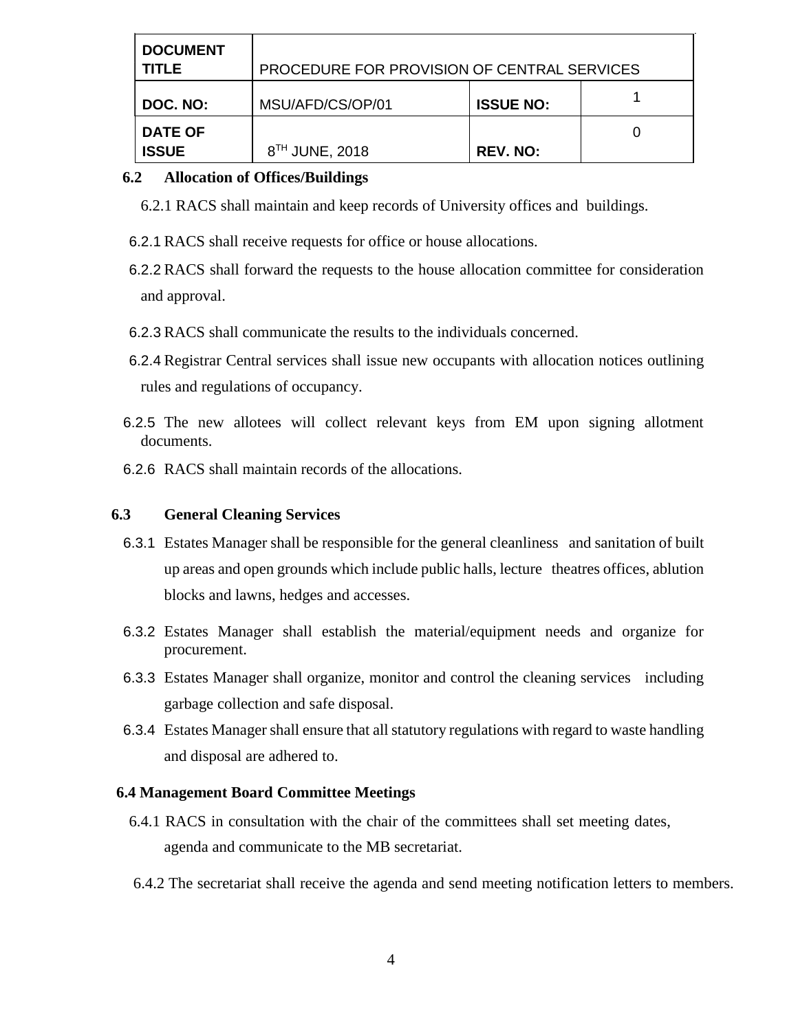| DOCUMENT TITLE | PROCEDURE FOR PROVISION OF CENTRAL SERVICES | | |
|---|---|---|---|
| DOC. NO: | MSU/AFD/CS/OP/01 | ISSUE NO: | 1 |
| DATE OF ISSUE | 8TH JUNE, 2018 | REV. NO: | 0 |

**6.2 Allocation of Offices/Buildings**

6.2.1 RACS shall maintain and keep records of University offices and buildings.

6.2.1 RACS shall receive requests for office or house allocations.

6.2.2 RACS shall forward the requests to the house allocation committee for consideration and approval.

6.2.3 RACS shall communicate the results to the individuals concerned.

6.2.4 Registrar Central services shall issue new occupants with allocation notices outlining rules and regulations of occupancy.

6.2.5 The new allotees will collect relevant keys from EM upon signing allotment documents.

6.2.6 RACS shall maintain records of the allocations.

**6.3 General Cleaning Services**

6.3.1 Estates Manager shall be responsible for the general cleanliness and sanitation of built up areas and open grounds which include public halls, lecture theatres offices, ablution blocks and lawns, hedges and accesses.

6.3.2 Estates Manager shall establish the material/equipment needs and organize for procurement.

6.3.3 Estates Manager shall organize, monitor and control the cleaning services including garbage collection and safe disposal.

6.3.4 Estates Manager shall ensure that all statutory regulations with regard to waste handling and disposal are adhered to.

**6.4 Management Board Committee Meetings**

6.4.1 RACS in consultation with the chair of the committees shall set meeting dates, agenda and communicate to the MB secretariat.

6.4.2 The secretariat shall receive the agenda and send meeting notification letters to members.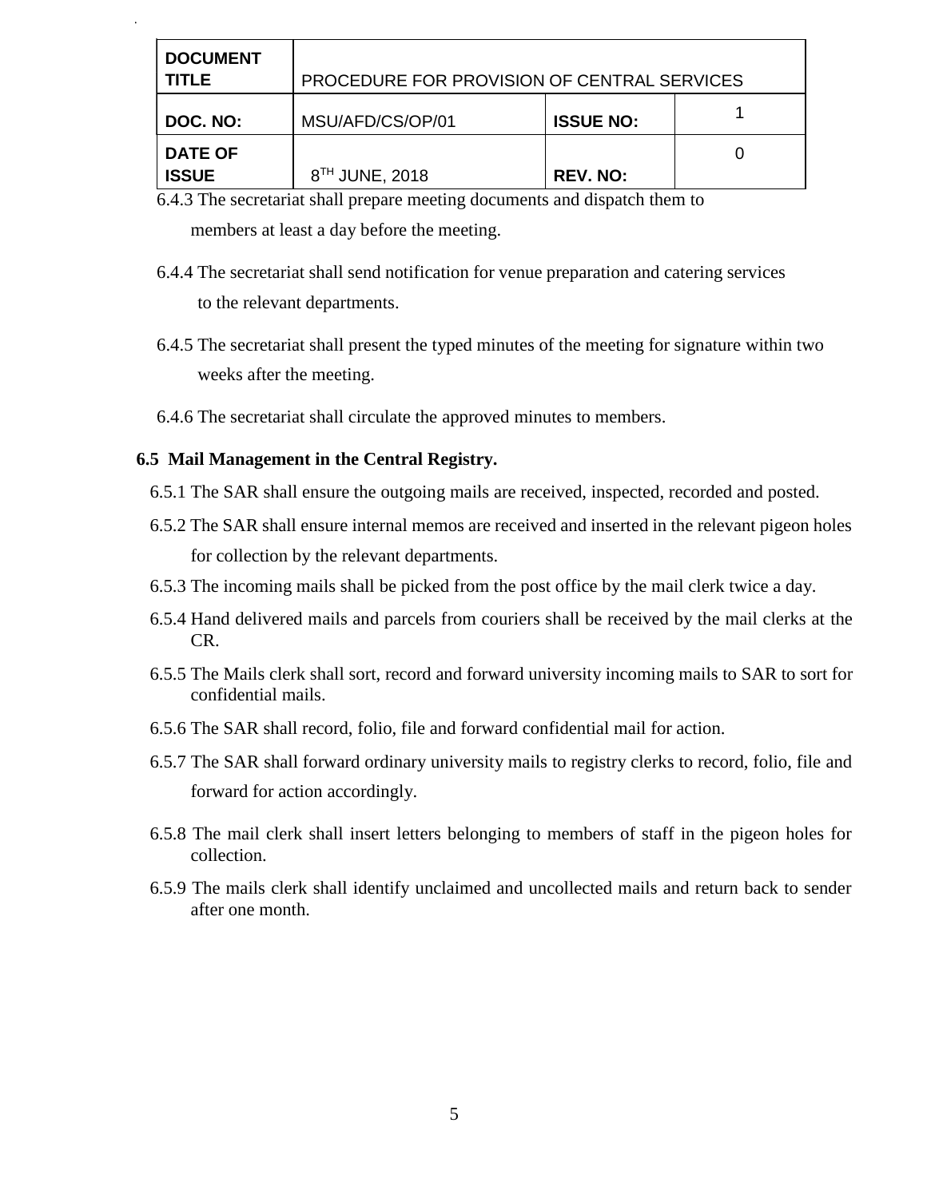6.4.3 The secretariat shall prepare meeting documents and dispatch them to members at least a day before the meeting.

6.4.4 The secretariat shall send notification for venue preparation and catering services to the relevant departments.

6.4.5 The secretariat shall present the typed minutes of the meeting for signature within two weeks after the meeting.

6.4.6 The secretariat shall circulate the approved minutes to members.

## 6.5 Mail Management in the Central Registry.

6.5.1 The SAR shall ensure the outgoing mails are received, inspected, recorded and posted.

6.5.2 The SAR shall ensure internal memos are received and inserted in the relevant pigeon holes for collection by the relevant departments.

6.5.3 The incoming mails shall be picked from the post office by the mail clerk twice a day.

6.5.4 Hand delivered mails and parcels from couriers shall be received by the mail clerks at the CR.

6.5.5 The Mails clerk shall sort, record and forward university incoming mails to SAR to sort for confidential mails.

6.5.6 The SAR shall record, folio, file and forward confidential mail for action.

6.5.7 The SAR shall forward ordinary university mails to registry clerks to record, folio, file and forward for action accordingly.

6.5.8 The mail clerk shall insert letters belonging to members of staff in the pigeon holes for collection.

6.5.9 The mails clerk shall identify unclaimed and uncollected mails and return back to sender after one month.